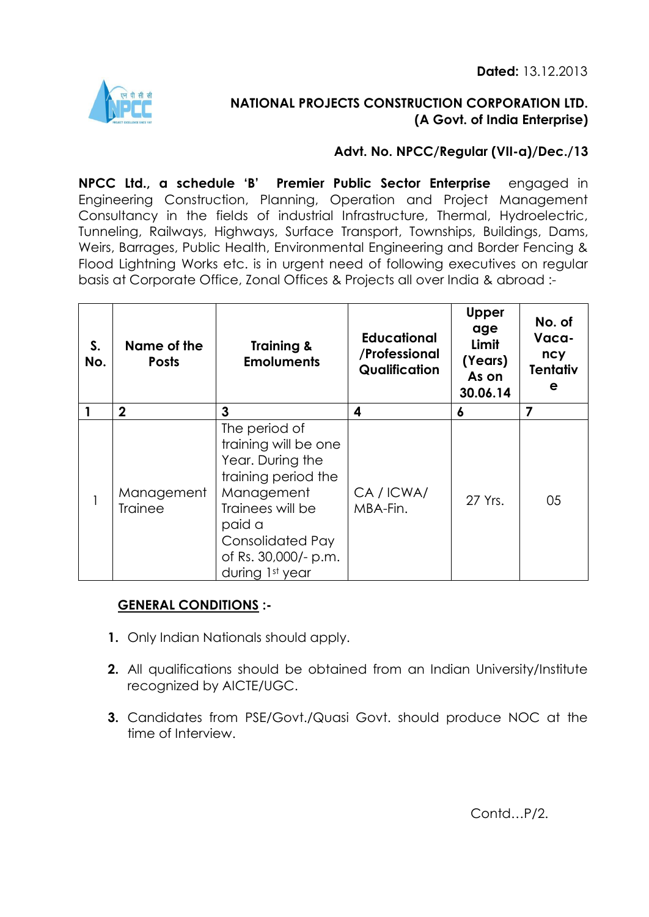**Dated:** 13.12.2013

**NATIONAL PROJECTS CONSTRUCTION CORPORATION LTD.**
**(A Govt. of India Enterprise)**

**Advt. No. NPCC/Regular (VII-a)/Dec./13**

**NPCC Ltd., a schedule 'B' Premier Public Sector Enterprise** engaged in Engineering Construction, Planning, Operation and Project Management Consultancy in the fields of industrial Infrastructure, Thermal, Hydroelectric, Tunneling, Railways, Highways, Surface Transport, Townships, Buildings, Dams, Weirs, Barrages, Public Health, Environmental Engineering and Border Fencing & Flood Lightning Works etc. is in urgent need of following executives on regular basis at Corporate Office, Zonal Offices & Projects all over India & abroad :-

| S. No. | Name of the Posts | Training & Emoluments | Educational /Professional Qualification | Upper age Limit (Years) As on 30.06.14 | No. of Vaca-ncy Tentative |
|---|---|---|---|---|---|
| **1** | **2** | **3** | **4** | **6** | **7** |
| 1 | Management Trainee | The period of training will be one Year. During the training period the Management Trainees will be paid a Consolidated Pay of Rs. 30,000/- p.m. during 1st year | CA / ICWA/ MBA-Fin. | 27 Yrs. | 05 |

**GENERAL CONDITIONS :-**

1. Only Indian Nationals should apply.
2. All qualifications should be obtained from an Indian University/Institute recognized by AICTE/UGC.
3. Candidates from PSE/Govt./Quasi Govt. should produce NOC at the time of Interview.

Contd…P/2.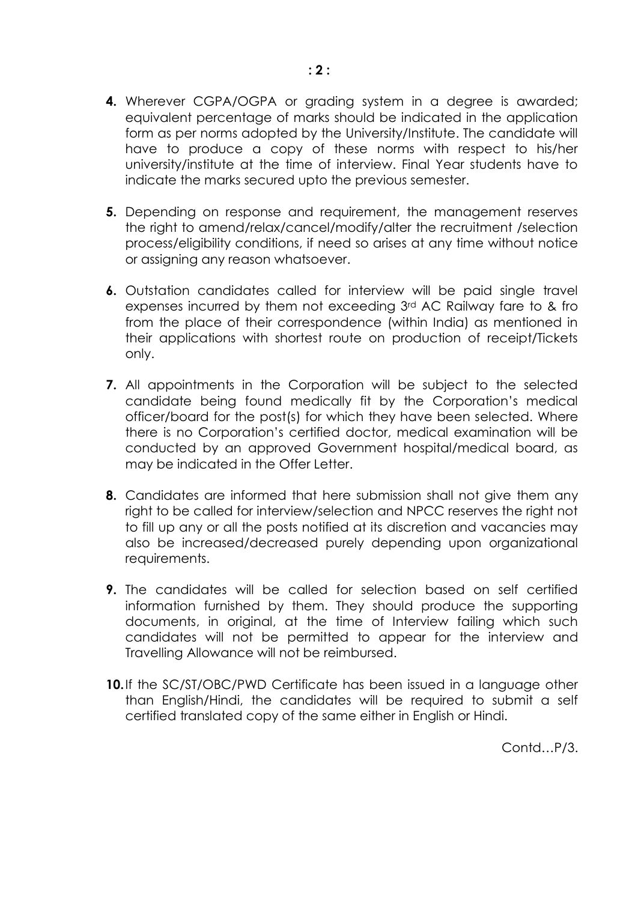4. Wherever CGPA/OGPA or grading system in a degree is awarded; equivalent percentage of marks should be indicated in the application form as per norms adopted by the University/Institute. The candidate will have to produce a copy of these norms with respect to his/her university/institute at the time of interview. Final Year students have to indicate the marks secured upto the previous semester.

5. Depending on response and requirement, the management reserves the right to amend/relax/cancel/modify/alter the recruitment /selection process/eligibility conditions, if need so arises at any time without notice or assigning any reason whatsoever.

6. Outstation candidates called for interview will be paid single travel expenses incurred by them not exceeding 3rd AC Railway fare to & fro from the place of their correspondence (within India) as mentioned in their applications with shortest route on production of receipt/Tickets only.

7. All appointments in the Corporation will be subject to the selected candidate being found medically fit by the Corporation's medical officer/board for the post(s) for which they have been selected. Where there is no Corporation's certified doctor, medical examination will be conducted by an approved Government hospital/medical board, as may be indicated in the Offer Letter.

8. Candidates are informed that here submission shall not give them any right to be called for interview/selection and NPCC reserves the right not to fill up any or all the posts notified at its discretion and vacancies may also be increased/decreased purely depending upon organizational requirements.

9. The candidates will be called for selection based on self certified information furnished by them. They should produce the supporting documents, in original, at the time of Interview failing which such candidates will not be permitted to appear for the interview and Travelling Allowance will not be reimbursed.

10. If the SC/ST/OBC/PWD Certificate has been issued in a language other than English/Hindi, the candidates will be required to submit a self certified translated copy of the same either in English or Hindi.

Contd…P/3.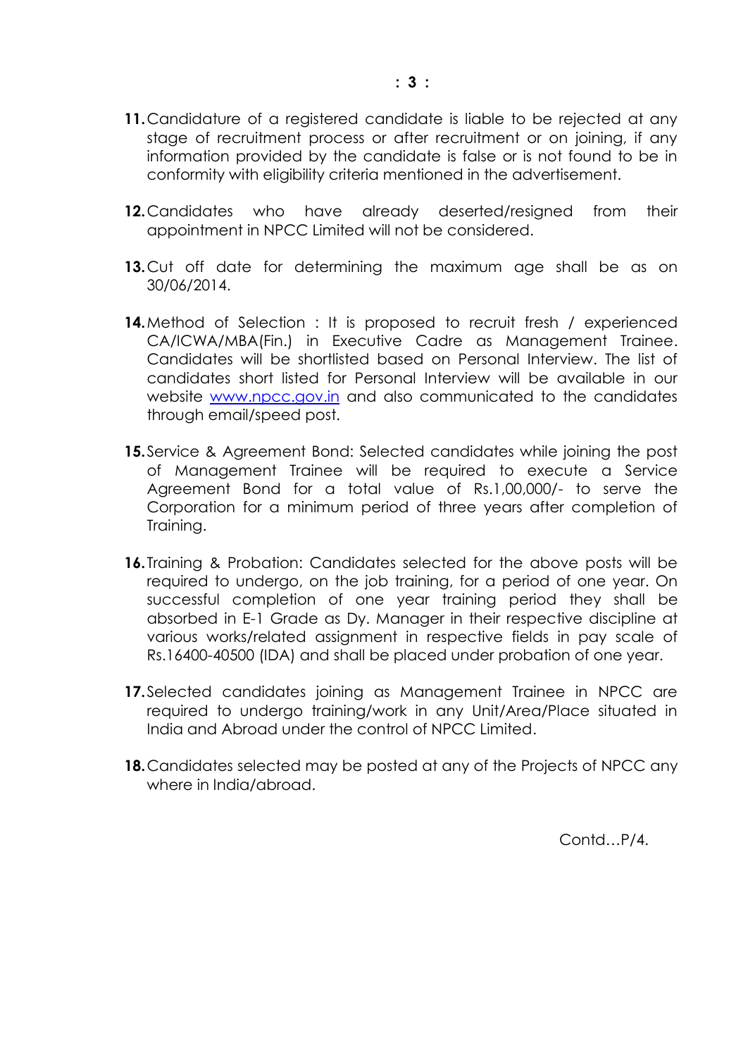11. Candidature of a registered candidate is liable to be rejected at any stage of recruitment process or after recruitment or on joining, if any information provided by the candidate is false or is not found to be in conformity with eligibility criteria mentioned in the advertisement.

12. Candidates who have already deserted/resigned from their appointment in NPCC Limited will not be considered.

13. Cut off date for determining the maximum age shall be as on 30/06/2014.

14. Method of Selection : It is proposed to recruit fresh / experienced CA/ICWA/MBA(Fin.) in Executive Cadre as Management Trainee. Candidates will be shortlisted based on Personal Interview. The list of candidates short listed for Personal Interview will be available in our website www.npcc.gov.in and also communicated to the candidates through email/speed post.

15. Service & Agreement Bond: Selected candidates while joining the post of Management Trainee will be required to execute a Service Agreement Bond for a total value of Rs.1,00,000/- to serve the Corporation for a minimum period of three years after completion of Training.

16. Training & Probation: Candidates selected for the above posts will be required to undergo, on the job training, for a period of one year. On successful completion of one year training period they shall be absorbed in E-1 Grade as Dy. Manager in their respective discipline at various works/related assignment in respective fields in pay scale of Rs.16400-40500 (IDA) and shall be placed under probation of one year.

17. Selected candidates joining as Management Trainee in NPCC are required to undergo training/work in any Unit/Area/Place situated in India and Abroad under the control of NPCC Limited.

18. Candidates selected may be posted at any of the Projects of NPCC any where in India/abroad.

Contd…P/4.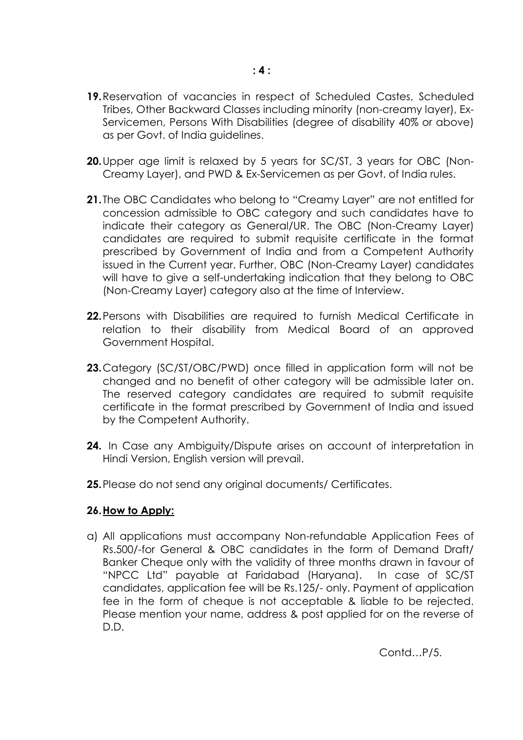**19.** Reservation of vacancies in respect of Scheduled Castes, Scheduled Tribes, Other Backward Classes including minority (non-creamy layer), Ex-Servicemen, Persons With Disabilities (degree of disability 40% or above) as per Govt. of India guidelines.

**20.** Upper age limit is relaxed by 5 years for SC/ST, 3 years for OBC (Non-Creamy Layer), and PWD & Ex-Servicemen as per Govt. of India rules.

**21.** The OBC Candidates who belong to "Creamy Layer" are not entitled for concession admissible to OBC category and such candidates have to indicate their category as General/UR. The OBC (Non-Creamy Layer) candidates are required to submit requisite certificate in the format prescribed by Government of India and from a Competent Authority issued in the Current year. Further, OBC (Non-Creamy Layer) candidates will have to give a self-undertaking indication that they belong to OBC (Non-Creamy Layer) category also at the time of Interview.

**22.** Persons with Disabilities are required to furnish Medical Certificate in relation to their disability from Medical Board of an approved Government Hospital.

**23.** Category (SC/ST/OBC/PWD) once filled in application form will not be changed and no benefit of other category will be admissible later on. The reserved category candidates are required to submit requisite certificate in the format prescribed by Government of India and issued by the Competent Authority.

**24.** In Case any Ambiguity/Dispute arises on account of interpretation in Hindi Version, English version will prevail.

**25.** Please do not send any original documents/ Certificates.

**26. <u>How to Apply:</u>**

a) All applications must accompany Non-refundable Application Fees of Rs.500/-for General & OBC candidates in the form of Demand Draft/ Banker Cheque only with the validity of three months drawn in favour of "NPCC Ltd" payable at Faridabad (Haryana). In case of SC/ST candidates, application fee will be Rs.125/- only. Payment of application fee in the form of cheque is not acceptable & liable to be rejected. Please mention your name, address & post applied for on the reverse of D.D.

Contd…P/5.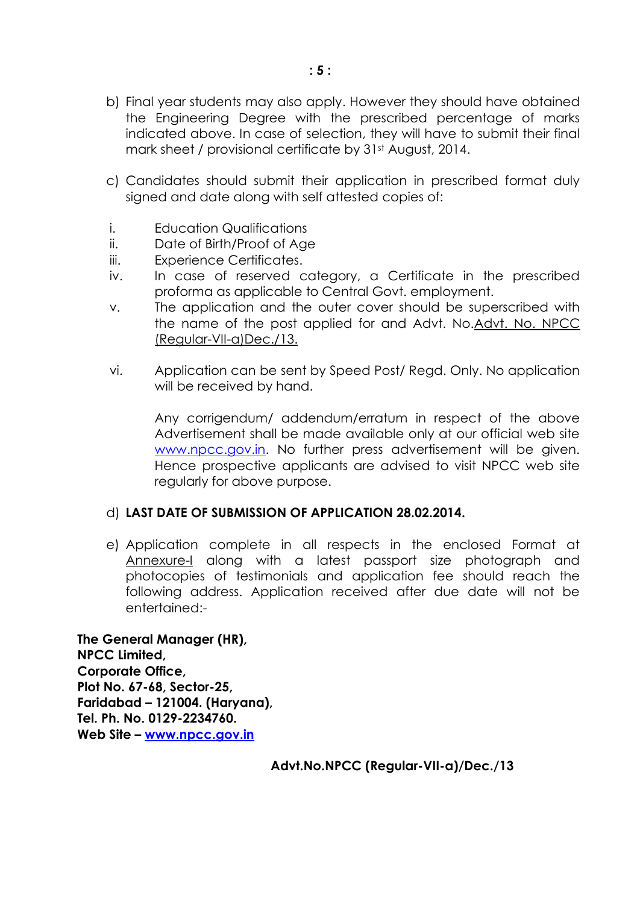b) Final year students may also apply. However they should have obtained the Engineering Degree with the prescribed percentage of marks indicated above. In case of selection, they will have to submit their final mark sheet / provisional certificate by 31st August, 2014.

c) Candidates should submit their application in prescribed format duly signed and date along with self attested copies of:

i. Education Qualifications
ii. Date of Birth/Proof of Age
iii. Experience Certificates.
iv. In case of reserved category, a Certificate in the prescribed proforma as applicable to Central Govt. employment.
v. The application and the outer cover should be superscribed with the name of the post applied for and Advt. No.Advt. No. NPCC (Regular-VII-a)Dec./13.
vi. Application can be sent by Speed Post/ Regd. Only. No application will be received by hand.

Any corrigendum/ addendum/erratum in respect of the above Advertisement shall be made available only at our official web site www.npcc.gov.in. No further press advertisement will be given. Hence prospective applicants are advised to visit NPCC web site regularly for above purpose.

d) **LAST DATE OF SUBMISSION OF APPLICATION 28.02.2014.**

e) Application complete in all respects in the enclosed Format at Annexure-I along with a latest passport size photograph and photocopies of testimonials and application fee should reach the following address. Application received after due date will not be entertained:-

**The General Manager (HR),**
**NPCC Limited,**
**Corporate Office,**
**Plot No. 67-68, Sector-25,**
**Faridabad – 121004. (Haryana),**
**Tel. Ph. No. 0129-2234760.**
**Web Site – www.npcc.gov.in**

**Advt.No.NPCC (Regular-VII-a)/Dec./13**